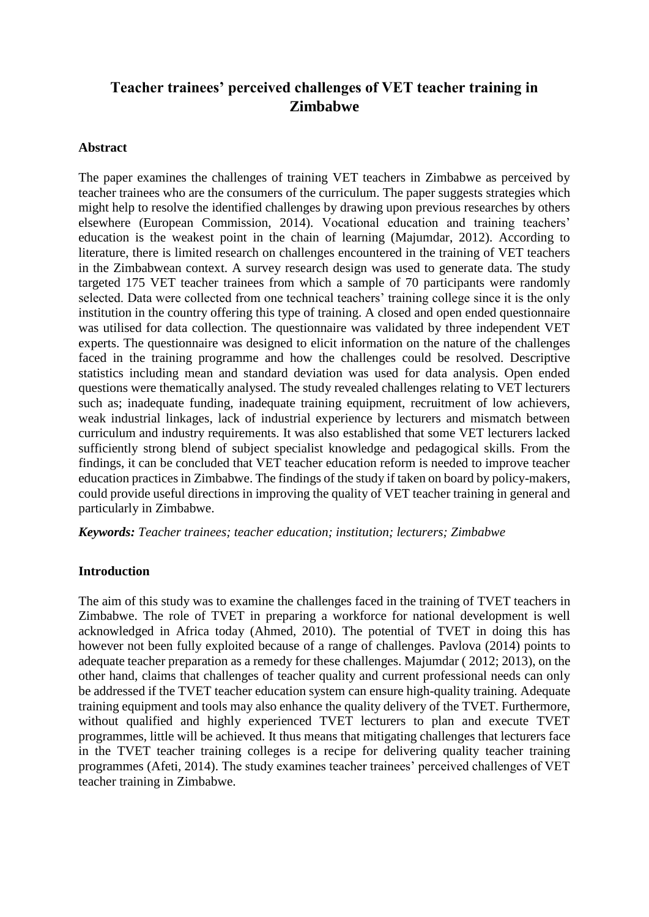# Teacher trainees' perceived challenges of VET teacher training in Zimbabwe

## Abstract

The paper examines the challenges of training VET teachers in Zimbabwe as perceived by teacher trainees who are the consumers of the curriculum. The paper suggests strategies which might help to resolve the identified challenges by drawing upon previous researches by others elsewhere (European Commission, 2014). Vocational education and training teachers' education is the weakest point in the chain of learning (Majumdar, 2012). According to literature, there is limited research on challenges encountered in the training of VET teachers in the Zimbabwean context. A survey research design was used to generate data. The study targeted 175 VET teacher trainees from which a sample of 70 participants were randomly selected. Data were collected from one technical teachers' training college since it is the only institution in the country offering this type of training. A closed and open ended questionnaire was utilised for data collection. The questionnaire was validated by three independent VET experts. The questionnaire was designed to elicit information on the nature of the challenges faced in the training programme and how the challenges could be resolved. Descriptive statistics including mean and standard deviation was used for data analysis. Open ended questions were thematically analysed. The study revealed challenges relating to VET lecturers such as; inadequate funding, inadequate training equipment, recruitment of low achievers, weak industrial linkages, lack of industrial experience by lecturers and mismatch between curriculum and industry requirements. It was also established that some VET lecturers lacked sufficiently strong blend of subject specialist knowledge and pedagogical skills. From the findings, it can be concluded that VET teacher education reform is needed to improve teacher education practices in Zimbabwe. The findings of the study if taken on board by policy-makers, could provide useful directions in improving the quality of VET teacher training in general and particularly in Zimbabwe.

***Keywords:*** *Teacher trainees; teacher education; institution; lecturers; Zimbabwe*

## Introduction

The aim of this study was to examine the challenges faced in the training of TVET teachers in Zimbabwe. The role of TVET in preparing a workforce for national development is well acknowledged in Africa today (Ahmed, 2010). The potential of TVET in doing this has however not been fully exploited because of a range of challenges. Pavlova (2014) points to adequate teacher preparation as a remedy for these challenges. Majumdar ( 2012; 2013), on the other hand, claims that challenges of teacher quality and current professional needs can only be addressed if the TVET teacher education system can ensure high-quality training. Adequate training equipment and tools may also enhance the quality delivery of the TVET. Furthermore, without qualified and highly experienced TVET lecturers to plan and execute TVET programmes, little will be achieved. It thus means that mitigating challenges that lecturers face in the TVET teacher training colleges is a recipe for delivering quality teacher training programmes (Afeti, 2014). The study examines teacher trainees' perceived challenges of VET teacher training in Zimbabwe.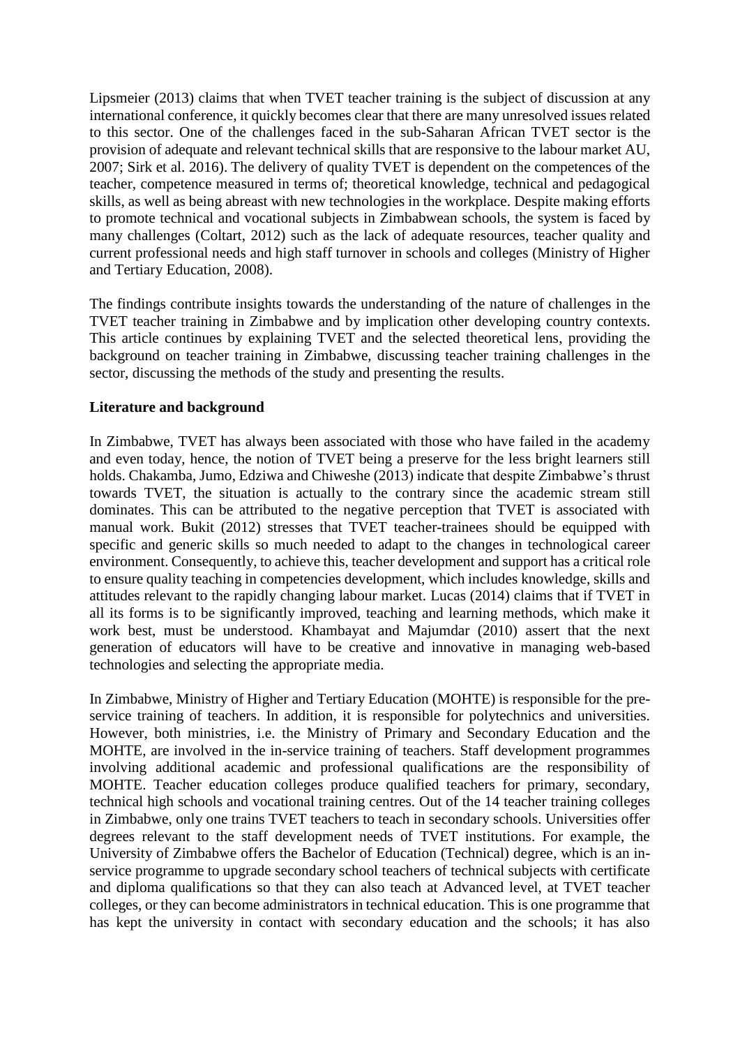Lipsmeier (2013) claims that when TVET teacher training is the subject of discussion at any international conference, it quickly becomes clear that there are many unresolved issues related to this sector. One of the challenges faced in the sub-Saharan African TVET sector is the provision of adequate and relevant technical skills that are responsive to the labour market AU, 2007; Sirk et al. 2016). The delivery of quality TVET is dependent on the competences of the teacher, competence measured in terms of; theoretical knowledge, technical and pedagogical skills, as well as being abreast with new technologies in the workplace. Despite making efforts to promote technical and vocational subjects in Zimbabwean schools, the system is faced by many challenges (Coltart, 2012) such as the lack of adequate resources, teacher quality and current professional needs and high staff turnover in schools and colleges (Ministry of Higher and Tertiary Education, 2008).

The findings contribute insights towards the understanding of the nature of challenges in the TVET teacher training in Zimbabwe and by implication other developing country contexts. This article continues by explaining TVET and the selected theoretical lens, providing the background on teacher training in Zimbabwe, discussing teacher training challenges in the sector, discussing the methods of the study and presenting the results.

## Literature and background

In Zimbabwe, TVET has always been associated with those who have failed in the academy and even today, hence, the notion of TVET being a preserve for the less bright learners still holds. Chakamba, Jumo, Edziwa and Chiweshe (2013) indicate that despite Zimbabwe's thrust towards TVET, the situation is actually to the contrary since the academic stream still dominates. This can be attributed to the negative perception that TVET is associated with manual work. Bukit (2012) stresses that TVET teacher-trainees should be equipped with specific and generic skills so much needed to adapt to the changes in technological career environment. Consequently, to achieve this, teacher development and support has a critical role to ensure quality teaching in competencies development, which includes knowledge, skills and attitudes relevant to the rapidly changing labour market. Lucas (2014) claims that if TVET in all its forms is to be significantly improved, teaching and learning methods, which make it work best, must be understood. Khambayat and Majumdar (2010) assert that the next generation of educators will have to be creative and innovative in managing web-based technologies and selecting the appropriate media.

In Zimbabwe, Ministry of Higher and Tertiary Education (MOHTE) is responsible for the pre-service training of teachers. In addition, it is responsible for polytechnics and universities. However, both ministries, i.e. the Ministry of Primary and Secondary Education and the MOHTE, are involved in the in-service training of teachers. Staff development programmes involving additional academic and professional qualifications are the responsibility of MOHTE. Teacher education colleges produce qualified teachers for primary, secondary, technical high schools and vocational training centres. Out of the 14 teacher training colleges in Zimbabwe, only one trains TVET teachers to teach in secondary schools. Universities offer degrees relevant to the staff development needs of TVET institutions. For example, the University of Zimbabwe offers the Bachelor of Education (Technical) degree, which is an in-service programme to upgrade secondary school teachers of technical subjects with certificate and diploma qualifications so that they can also teach at Advanced level, at TVET teacher colleges, or they can become administrators in technical education. This is one programme that has kept the university in contact with secondary education and the schools; it has also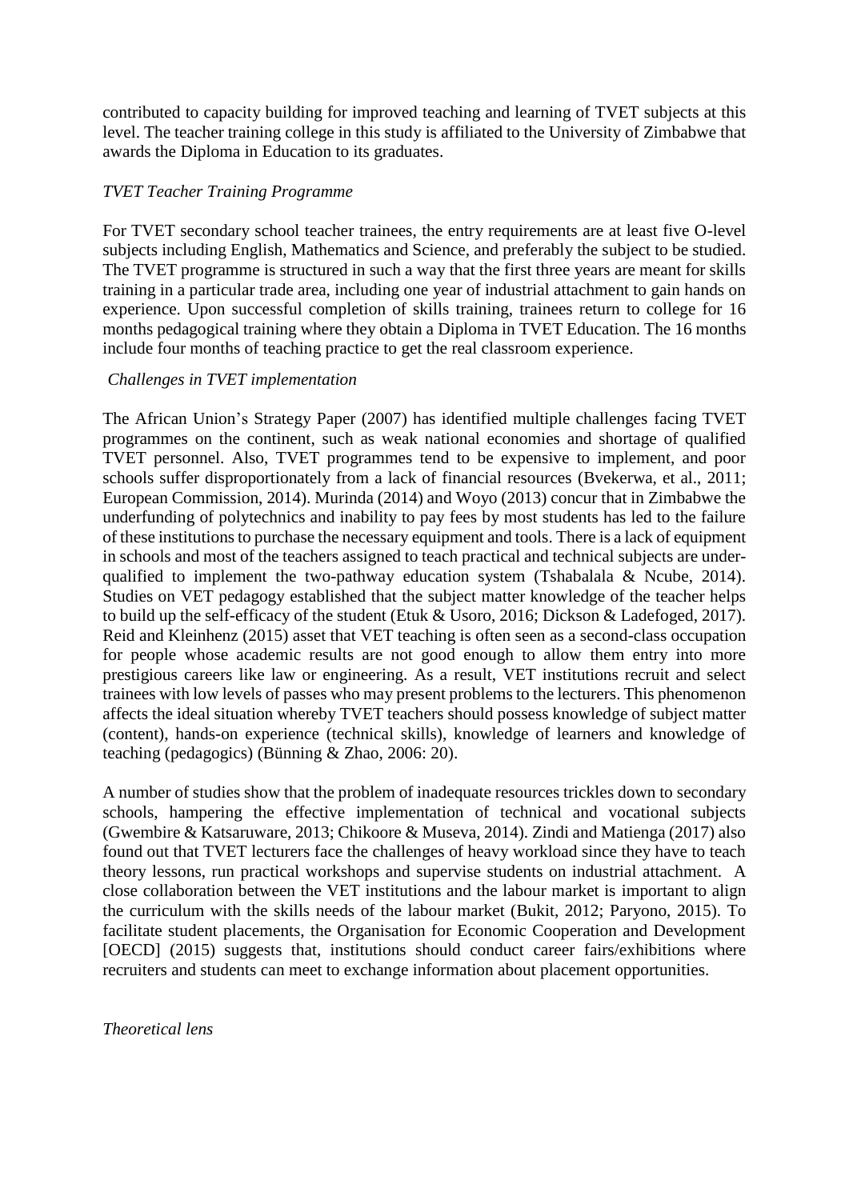contributed to capacity building for improved teaching and learning of TVET subjects at this level. The teacher training college in this study is affiliated to the University of Zimbabwe that awards the Diploma in Education to its graduates.

*TVET Teacher Training Programme*

For TVET secondary school teacher trainees, the entry requirements are at least five O-level subjects including English, Mathematics and Science, and preferably the subject to be studied. The TVET programme is structured in such a way that the first three years are meant for skills training in a particular trade area, including one year of industrial attachment to gain hands on experience. Upon successful completion of skills training, trainees return to college for 16 months pedagogical training where they obtain a Diploma in TVET Education. The 16 months include four months of teaching practice to get the real classroom experience.

*Challenges in TVET implementation*

The African Union's Strategy Paper (2007) has identified multiple challenges facing TVET programmes on the continent, such as weak national economies and shortage of qualified TVET personnel. Also, TVET programmes tend to be expensive to implement, and poor schools suffer disproportionately from a lack of financial resources (Bvekerwa, et al., 2011; European Commission, 2014). Murinda (2014) and Woyo (2013) concur that in Zimbabwe the underfunding of polytechnics and inability to pay fees by most students has led to the failure of these institutions to purchase the necessary equipment and tools. There is a lack of equipment in schools and most of the teachers assigned to teach practical and technical subjects are under-qualified to implement the two-pathway education system (Tshabalala & Ncube, 2014). Studies on VET pedagogy established that the subject matter knowledge of the teacher helps to build up the self-efficacy of the student (Etuk & Usoro, 2016; Dickson & Ladefoged, 2017). Reid and Kleinhenz (2015) asset that VET teaching is often seen as a second-class occupation for people whose academic results are not good enough to allow them entry into more prestigious careers like law or engineering. As a result, VET institutions recruit and select trainees with low levels of passes who may present problems to the lecturers. This phenomenon affects the ideal situation whereby TVET teachers should possess knowledge of subject matter (content), hands-on experience (technical skills), knowledge of learners and knowledge of teaching (pedagogics) (Bünning & Zhao, 2006: 20).

A number of studies show that the problem of inadequate resources trickles down to secondary schools, hampering the effective implementation of technical and vocational subjects (Gwembire & Katsaruware, 2013; Chikoore & Museva, 2014). Zindi and Matienga (2017) also found out that TVET lecturers face the challenges of heavy workload since they have to teach theory lessons, run practical workshops and supervise students on industrial attachment. A close collaboration between the VET institutions and the labour market is important to align the curriculum with the skills needs of the labour market (Bukit, 2012; Paryono, 2015). To facilitate student placements, the Organisation for Economic Cooperation and Development [OECD] (2015) suggests that, institutions should conduct career fairs/exhibitions where recruiters and students can meet to exchange information about placement opportunities.

*Theoretical lens*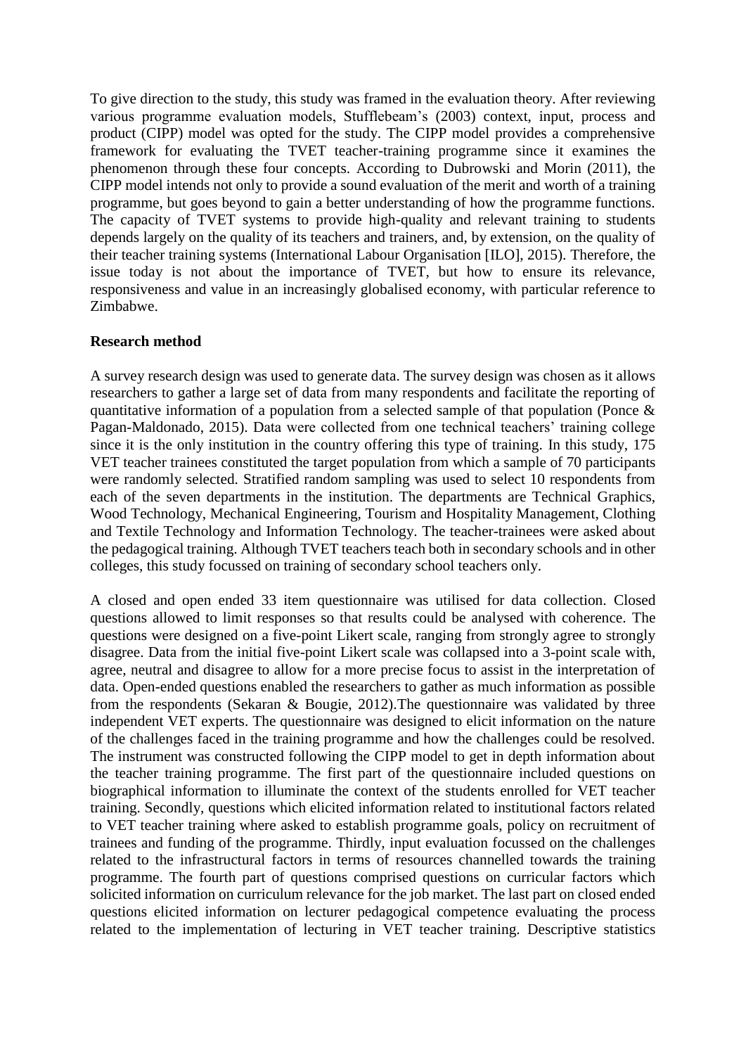To give direction to the study, this study was framed in the evaluation theory. After reviewing various programme evaluation models, Stufflebeam's (2003) context, input, process and product (CIPP) model was opted for the study. The CIPP model provides a comprehensive framework for evaluating the TVET teacher-training programme since it examines the phenomenon through these four concepts. According to Dubrowski and Morin (2011), the CIPP model intends not only to provide a sound evaluation of the merit and worth of a training programme, but goes beyond to gain a better understanding of how the programme functions. The capacity of TVET systems to provide high-quality and relevant training to students depends largely on the quality of its teachers and trainers, and, by extension, on the quality of their teacher training systems (International Labour Organisation [ILO], 2015). Therefore, the issue today is not about the importance of TVET, but how to ensure its relevance, responsiveness and value in an increasingly globalised economy, with particular reference to Zimbabwe.

**Research method**

A survey research design was used to generate data. The survey design was chosen as it allows researchers to gather a large set of data from many respondents and facilitate the reporting of quantitative information of a population from a selected sample of that population (Ponce & Pagan-Maldonado, 2015). Data were collected from one technical teachers' training college since it is the only institution in the country offering this type of training. In this study, 175 VET teacher trainees constituted the target population from which a sample of 70 participants were randomly selected. Stratified random sampling was used to select 10 respondents from each of the seven departments in the institution. The departments are Technical Graphics, Wood Technology, Mechanical Engineering, Tourism and Hospitality Management, Clothing and Textile Technology and Information Technology. The teacher-trainees were asked about the pedagogical training. Although TVET teachers teach both in secondary schools and in other colleges, this study focussed on training of secondary school teachers only.

A closed and open ended 33 item questionnaire was utilised for data collection. Closed questions allowed to limit responses so that results could be analysed with coherence. The questions were designed on a five-point Likert scale, ranging from strongly agree to strongly disagree. Data from the initial five-point Likert scale was collapsed into a 3-point scale with, agree, neutral and disagree to allow for a more precise focus to assist in the interpretation of data. Open-ended questions enabled the researchers to gather as much information as possible from the respondents (Sekaran & Bougie, 2012).The questionnaire was validated by three independent VET experts. The questionnaire was designed to elicit information on the nature of the challenges faced in the training programme and how the challenges could be resolved. The instrument was constructed following the CIPP model to get in depth information about the teacher training programme. The first part of the questionnaire included questions on biographical information to illuminate the context of the students enrolled for VET teacher training. Secondly, questions which elicited information related to institutional factors related to VET teacher training where asked to establish programme goals, policy on recruitment of trainees and funding of the programme. Thirdly, input evaluation focussed on the challenges related to the infrastructural factors in terms of resources channelled towards the training programme. The fourth part of questions comprised questions on curricular factors which solicited information on curriculum relevance for the job market. The last part on closed ended questions elicited information on lecturer pedagogical competence evaluating the process related to the implementation of lecturing in VET teacher training. Descriptive statistics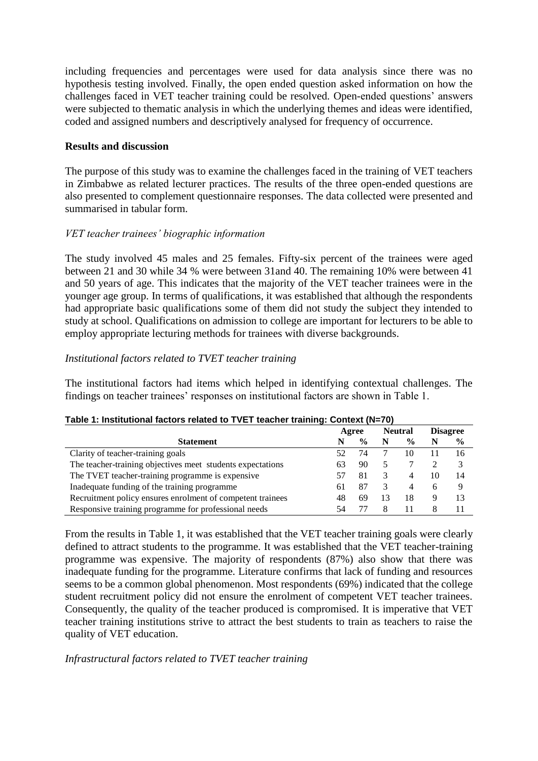including frequencies and percentages were used for data analysis since there was no hypothesis testing involved. Finally, the open ended question asked information on how the challenges faced in VET teacher training could be resolved. Open-ended questions' answers were subjected to thematic analysis in which the underlying themes and ideas were identified, coded and assigned numbers and descriptively analysed for frequency of occurrence.

## Results and discussion

The purpose of this study was to examine the challenges faced in the training of VET teachers in Zimbabwe as related lecturer practices. The results of the three open-ended questions are also presented to complement questionnaire responses. The data collected were presented and summarised in tabular form.

### *VET teacher trainees' biographic information*

The study involved 45 males and 25 females. Fifty-six percent of the trainees were aged between 21 and 30 while 34 % were between 31and 40. The remaining 10% were between 41 and 50 years of age. This indicates that the majority of the VET teacher trainees were in the younger age group. In terms of qualifications, it was established that although the respondents had appropriate basic qualifications some of them did not study the subject they intended to study at school. Qualifications on admission to college are important for lecturers to be able to employ appropriate lecturing methods for trainees with diverse backgrounds.

### *Institutional factors related to TVET teacher training*

The institutional factors had items which helped in identifying contextual challenges. The findings on teacher trainees' responses on institutional factors are shown in Table 1.

**Table 1: Institutional factors related to TVET teacher training: Context (N=70)**

| | Agree | | Neutral | | Disagree | |
|---|---|---|---|---|---|---|
| **Statement** | **N** | **%** | **N** | **%** | **N** | **%** |
| Clarity of teacher-training goals | 52 | 74 | 7 | 10 | 11 | 16 |
| The teacher-training objectives meet students expectations | 63 | 90 | 5 | 7 | 2 | 3 |
| The TVET teacher-training programme is expensive | 57 | 81 | 3 | 4 | 10 | 14 |
| Inadequate funding of the training programme | 61 | 87 | 3 | 4 | 6 | 9 |
| Recruitment policy ensures enrolment of competent trainees | 48 | 69 | 13 | 18 | 9 | 13 |
| Responsive training programme for professional needs | 54 | 77 | 8 | 11 | 8 | 11 |

From the results in Table 1, it was established that the VET teacher training goals were clearly defined to attract students to the programme. It was established that the VET teacher-training programme was expensive. The majority of respondents (87%) also show that there was inadequate funding for the programme. Literature confirms that lack of funding and resources seems to be a common global phenomenon. Most respondents (69%) indicated that the college student recruitment policy did not ensure the enrolment of competent VET teacher trainees. Consequently, the quality of the teacher produced is compromised. It is imperative that VET teacher training institutions strive to attract the best students to train as teachers to raise the quality of VET education.

### *Infrastructural factors related to TVET teacher training*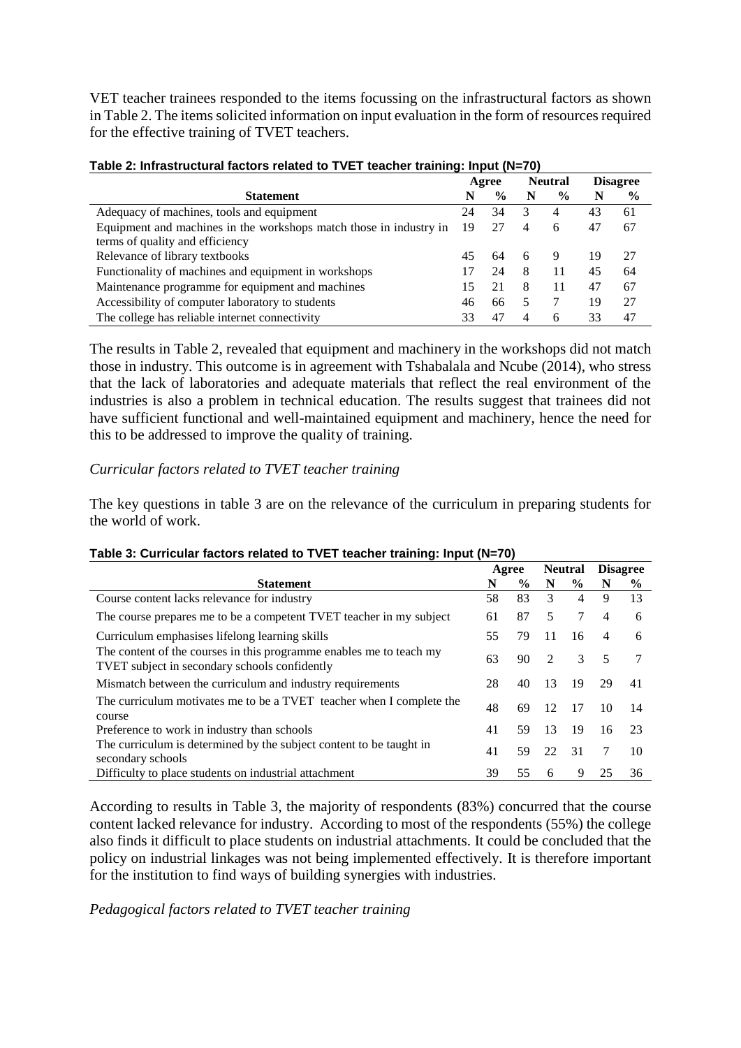VET teacher trainees responded to the items focussing on the infrastructural factors as shown in Table 2. The items solicited information on input evaluation in the form of resources required for the effective training of TVET teachers.

**Table 2: Infrastructural factors related to TVET teacher training: Input (N=70)**

| Statement | Agree | | Neutral | | Disagree | |
|---|---|---|---|---|---|---|
| | N | % | N | % | N | % |
| Adequacy of machines, tools and equipment | 24 | 34 | 3 | 4 | 43 | 61 |
| Equipment and machines in the workshops match those in industry in terms of quality and efficiency | 19 | 27 | 4 | 6 | 47 | 67 |
| Relevance of library textbooks | 45 | 64 | 6 | 9 | 19 | 27 |
| Functionality of machines and equipment in workshops | 17 | 24 | 8 | 11 | 45 | 64 |
| Maintenance programme for equipment and machines | 15 | 21 | 8 | 11 | 47 | 67 |
| Accessibility of computer laboratory to students | 46 | 66 | 5 | 7 | 19 | 27 |
| The college has reliable internet connectivity | 33 | 47 | 4 | 6 | 33 | 47 |

The results in Table 2, revealed that equipment and machinery in the workshops did not match those in industry. This outcome is in agreement with Tshabalala and Ncube (2014), who stress that the lack of laboratories and adequate materials that reflect the real environment of the industries is also a problem in technical education. The results suggest that trainees did not have sufficient functional and well-maintained equipment and machinery, hence the need for this to be addressed to improve the quality of training.

*Curricular factors related to TVET teacher training*

The key questions in table 3 are on the relevance of the curriculum in preparing students for the world of work.

**Table 3: Curricular factors related to TVET teacher training: Input (N=70)**

| Statement | Agree | | Neutral | | Disagree | |
|---|---|---|---|---|---|---|
| | N | % | N | % | N | % |
| Course content lacks relevance for industry | 58 | 83 | 3 | 4 | 9 | 13 |
| The course prepares me to be a competent TVET teacher in my subject | 61 | 87 | 5 | 7 | 4 | 6 |
| Curriculum emphasises lifelong learning skills | 55 | 79 | 11 | 16 | 4 | 6 |
| The content of the courses in this programme enables me to teach my TVET subject in secondary schools confidently | 63 | 90 | 2 | 3 | 5 | 7 |
| Mismatch between the curriculum and industry requirements | 28 | 40 | 13 | 19 | 29 | 41 |
| The curriculum motivates me to be a TVET teacher when I complete the course | 48 | 69 | 12 | 17 | 10 | 14 |
| Preference to work in industry than schools | 41 | 59 | 13 | 19 | 16 | 23 |
| The curriculum is determined by the subject content to be taught in secondary schools | 41 | 59 | 22 | 31 | 7 | 10 |
| Difficulty to place students on industrial attachment | 39 | 55 | 6 | 9 | 25 | 36 |

According to results in Table 3, the majority of respondents (83%) concurred that the course content lacked relevance for industry. According to most of the respondents (55%) the college also finds it difficult to place students on industrial attachments. It could be concluded that the policy on industrial linkages was not being implemented effectively. It is therefore important for the institution to find ways of building synergies with industries.

*Pedagogical factors related to TVET teacher training*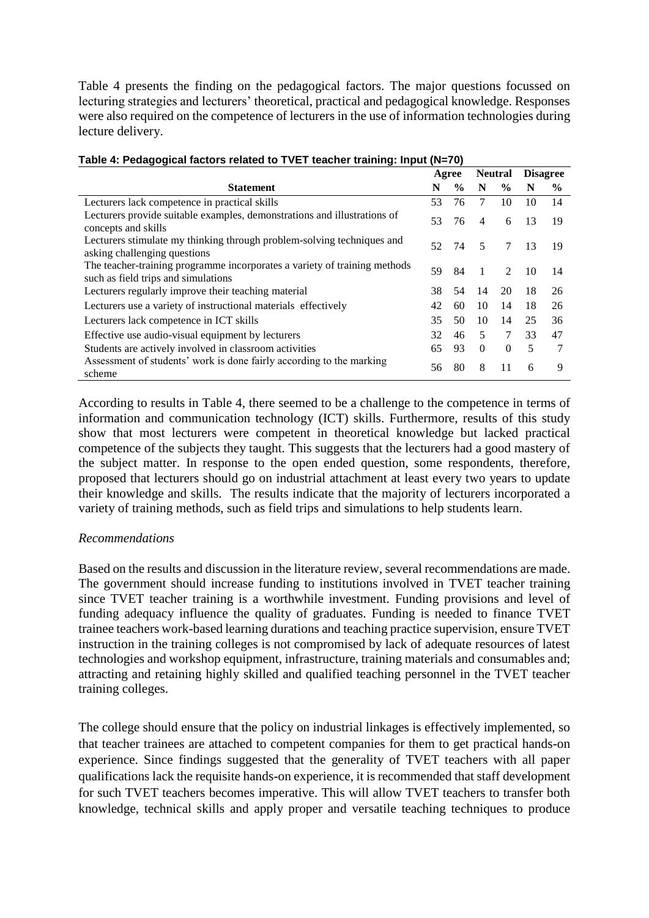Table 4 presents the finding on the pedagogical factors. The major questions focussed on lecturing strategies and lecturers' theoretical, practical and pedagogical knowledge. Responses were also required on the competence of lecturers in the use of information technologies during lecture delivery.

**Table 4: Pedagogical factors related to TVET teacher training: Input (N=70)**

| Statement | Agree | | Neutral | | Disagree | |
|---|---|---|---|---|---|---|
| | N | % | N | % | N | % |
| Lecturers lack competence in practical skills | 53 | 76 | 7 | 10 | 10 | 14 |
| Lecturers provide suitable examples, demonstrations and illustrations of concepts and skills | 53 | 76 | 4 | 6 | 13 | 19 |
| Lecturers stimulate my thinking through problem-solving techniques and asking challenging questions | 52 | 74 | 5 | 7 | 13 | 19 |
| The teacher-training programme incorporates a variety of training methods such as field trips and simulations | 59 | 84 | 1 | 2 | 10 | 14 |
| Lecturers regularly improve their teaching material | 38 | 54 | 14 | 20 | 18 | 26 |
| Lecturers use a variety of instructional materials effectively | 42 | 60 | 10 | 14 | 18 | 26 |
| Lecturers lack competence in ICT skills | 35 | 50 | 10 | 14 | 25 | 36 |
| Effective use audio-visual equipment by lecturers | 32 | 46 | 5 | 7 | 33 | 47 |
| Students are actively involved in classroom activities | 65 | 93 | 0 | 0 | 5 | 7 |
| Assessment of students' work is done fairly according to the marking scheme | 56 | 80 | 8 | 11 | 6 | 9 |

According to results in Table 4, there seemed to be a challenge to the competence in terms of information and communication technology (ICT) skills. Furthermore, results of this study show that most lecturers were competent in theoretical knowledge but lacked practical competence of the subjects they taught. This suggests that the lecturers had a good mastery of the subject matter. In response to the open ended question, some respondents, therefore, proposed that lecturers should go on industrial attachment at least every two years to update their knowledge and skills. The results indicate that the majority of lecturers incorporated a variety of training methods, such as field trips and simulations to help students learn.

*Recommendations*

Based on the results and discussion in the literature review, several recommendations are made. The government should increase funding to institutions involved in TVET teacher training since TVET teacher training is a worthwhile investment. Funding provisions and level of funding adequacy influence the quality of graduates. Funding is needed to finance TVET trainee teachers work-based learning durations and teaching practice supervision, ensure TVET instruction in the training colleges is not compromised by lack of adequate resources of latest technologies and workshop equipment, infrastructure, training materials and consumables and; attracting and retaining highly skilled and qualified teaching personnel in the TVET teacher training colleges.

The college should ensure that the policy on industrial linkages is effectively implemented, so that teacher trainees are attached to competent companies for them to get practical hands-on experience. Since findings suggested that the generality of TVET teachers with all paper qualifications lack the requisite hands-on experience, it is recommended that staff development for such TVET teachers becomes imperative. This will allow TVET teachers to transfer both knowledge, technical skills and apply proper and versatile teaching techniques to produce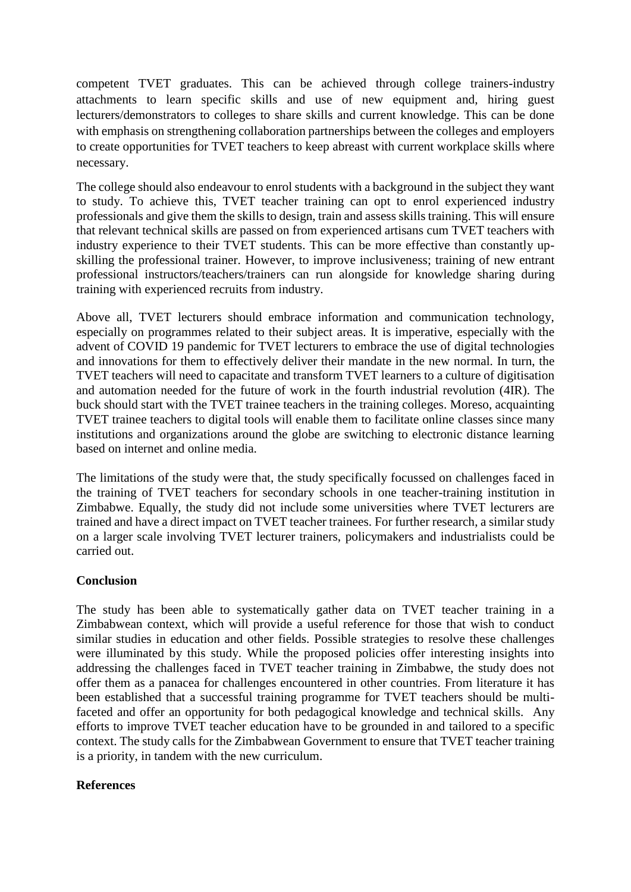competent TVET graduates. This can be achieved through college trainers-industry attachments to learn specific skills and use of new equipment and, hiring guest lecturers/demonstrators to colleges to share skills and current knowledge. This can be done with emphasis on strengthening collaboration partnerships between the colleges and employers to create opportunities for TVET teachers to keep abreast with current workplace skills where necessary.

The college should also endeavour to enrol students with a background in the subject they want to study. To achieve this, TVET teacher training can opt to enrol experienced industry professionals and give them the skills to design, train and assess skills training. This will ensure that relevant technical skills are passed on from experienced artisans cum TVET teachers with industry experience to their TVET students. This can be more effective than constantly up-skilling the professional trainer. However, to improve inclusiveness; training of new entrant professional instructors/teachers/trainers can run alongside for knowledge sharing during training with experienced recruits from industry.

Above all, TVET lecturers should embrace information and communication technology, especially on programmes related to their subject areas. It is imperative, especially with the advent of COVID 19 pandemic for TVET lecturers to embrace the use of digital technologies and innovations for them to effectively deliver their mandate in the new normal. In turn, the TVET teachers will need to capacitate and transform TVET learners to a culture of digitisation and automation needed for the future of work in the fourth industrial revolution (4IR). The buck should start with the TVET trainee teachers in the training colleges. Moreso, acquainting TVET trainee teachers to digital tools will enable them to facilitate online classes since many institutions and organizations around the globe are switching to electronic distance learning based on internet and online media.

The limitations of the study were that, the study specifically focussed on challenges faced in the training of TVET teachers for secondary schools in one teacher-training institution in Zimbabwe. Equally, the study did not include some universities where TVET lecturers are trained and have a direct impact on TVET teacher trainees. For further research, a similar study on a larger scale involving TVET lecturer trainers, policymakers and industrialists could be carried out.

**Conclusion**

The study has been able to systematically gather data on TVET teacher training in a Zimbabwean context, which will provide a useful reference for those that wish to conduct similar studies in education and other fields. Possible strategies to resolve these challenges were illuminated by this study. While the proposed policies offer interesting insights into addressing the challenges faced in TVET teacher training in Zimbabwe, the study does not offer them as a panacea for challenges encountered in other countries. From literature it has been established that a successful training programme for TVET teachers should be multi-faceted and offer an opportunity for both pedagogical knowledge and technical skills. Any efforts to improve TVET teacher education have to be grounded in and tailored to a specific context. The study calls for the Zimbabwean Government to ensure that TVET teacher training is a priority, in tandem with the new curriculum.

**References**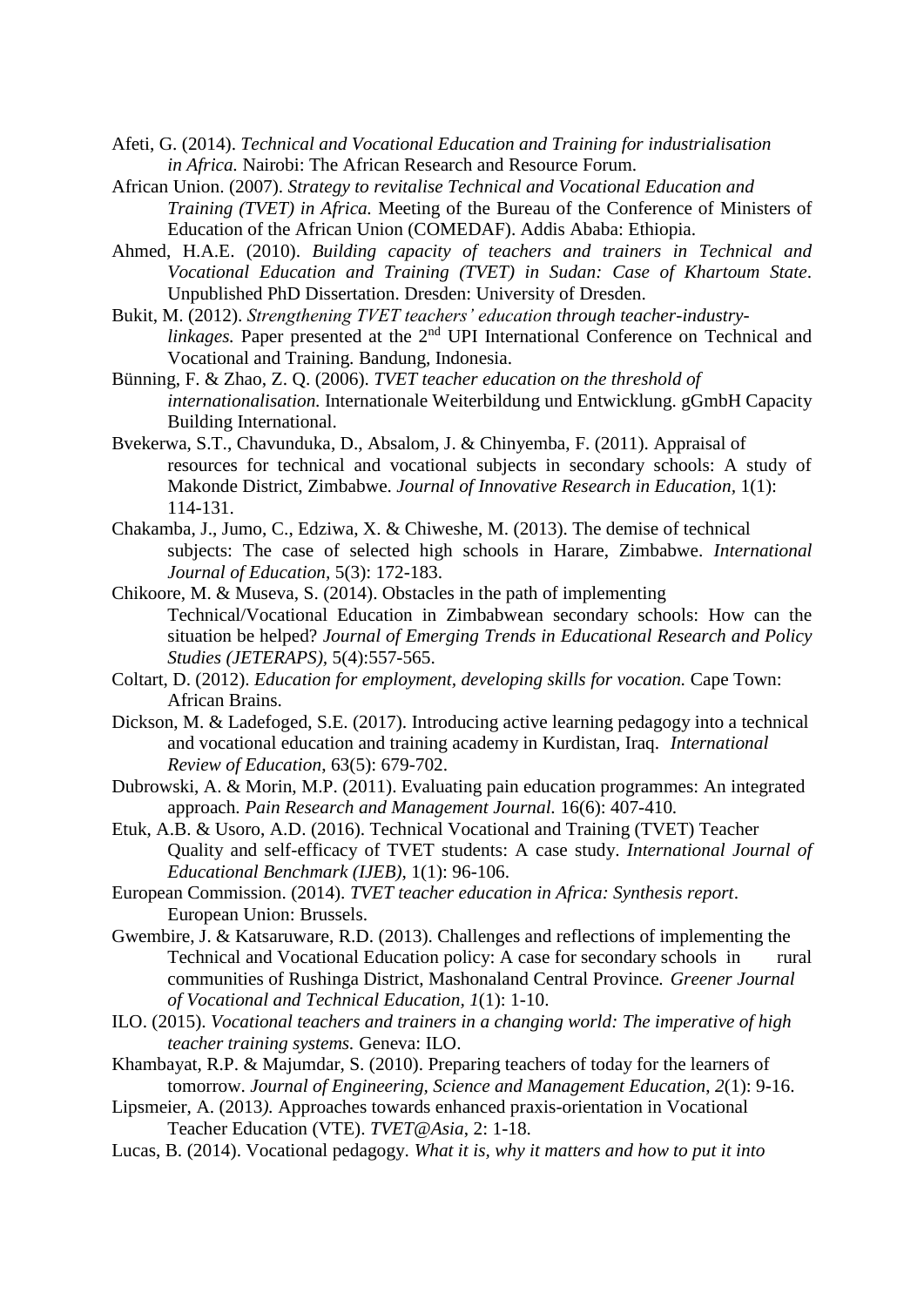Afeti, G. (2014). *Technical and Vocational Education and Training for industrialisation in Africa.* Nairobi: The African Research and Resource Forum.

African Union. (2007). *Strategy to revitalise Technical and Vocational Education and Training (TVET) in Africa.* Meeting of the Bureau of the Conference of Ministers of Education of the African Union (COMEDAF). Addis Ababa: Ethiopia.

Ahmed, H.A.E. (2010). *Building capacity of teachers and trainers in Technical and Vocational Education and Training (TVET) in Sudan: Case of Khartoum State*. Unpublished PhD Dissertation. Dresden: University of Dresden.

Bukit, M. (2012). *Strengthening TVET teachers' education through teacher-industry-linkages.* Paper presented at the 2nd UPI International Conference on Technical and Vocational and Training. Bandung, Indonesia.

Bünning, F. & Zhao, Z. Q. (2006). *TVET teacher education on the threshold of internationalisation.* Internationale Weiterbildung und Entwicklung. gGmbH Capacity Building International.

Bvekerwa, S.T., Chavunduka, D., Absalom, J. & Chinyemba, F. (2011). Appraisal of resources for technical and vocational subjects in secondary schools: A study of Makonde District, Zimbabwe. *Journal of Innovative Research in Education,* 1(1): 114-131.

Chakamba, J., Jumo, C., Edziwa, X. & Chiweshe, M. (2013). The demise of technical subjects: The case of selected high schools in Harare, Zimbabwe. *International Journal of Education,* 5(3): 172-183.

Chikoore, M. & Museva, S. (2014). Obstacles in the path of implementing Technical/Vocational Education in Zimbabwean secondary schools: How can the situation be helped? *Journal of Emerging Trends in Educational Research and Policy Studies (JETERAPS),* 5(4):557-565.

Coltart, D. (2012). *Education for employment, developing skills for vocation.* Cape Town: African Brains.

Dickson, M. & Ladefoged, S.E. (2017). Introducing active learning pedagogy into a technical and vocational education and training academy in Kurdistan, Iraq. *International Review of Education*, 63(5): 679-702.

Dubrowski, A. & Morin, M.P. (2011). Evaluating pain education programmes: An integrated approach. *Pain Research and Management Journal.* 16(6): 407-410.

Etuk, A.B. & Usoro, A.D. (2016). Technical Vocational and Training (TVET) Teacher Quality and self-efficacy of TVET students: A case study. *International Journal of Educational Benchmark (IJEB),* 1(1): 96-106.

European Commission. (2014). *TVET teacher education in Africa: Synthesis report*. European Union: Brussels.

Gwembire, J. & Katsaruware, R.D. (2013). Challenges and reflections of implementing the Technical and Vocational Education policy: A case for secondary schools in rural communities of Rushinga District, Mashonaland Central Province. *Greener Journal of Vocational and Technical Education, 1*(1): 1-10.

ILO. (2015). *Vocational teachers and trainers in a changing world: The imperative of high teacher training systems.* Geneva: ILO.

Khambayat, R.P. & Majumdar, S. (2010). Preparing teachers of today for the learners of tomorrow. *Journal of Engineering, Science and Management Education, 2*(1): 9-16.

Lipsmeier, A. (2013). Approaches towards enhanced praxis-orientation in Vocational Teacher Education (VTE). *TVET@Asia*, 2: 1-18.

Lucas, B. (2014). Vocational pedagogy. *What it is, why it matters and how to put it into*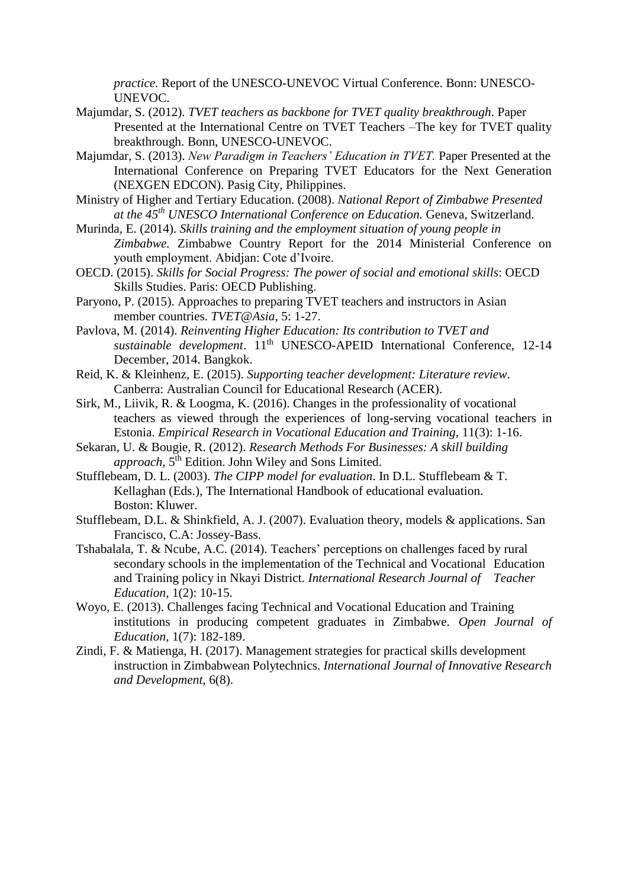*practice.* Report of the UNESCO-UNEVOC Virtual Conference. Bonn: UNESCO-UNEVOC.

Majumdar, S. (2012). *TVET teachers as backbone for TVET quality breakthrough*. Paper Presented at the International Centre on TVET Teachers –The key for TVET quality breakthrough. Bonn, UNESCO-UNEVOC.

Majumdar, S. (2013). *New Paradigm in Teachers' Education in TVET.* Paper Presented at the International Conference on Preparing TVET Educators for the Next Generation (NEXGEN EDCON). Pasig City, Philippines.

Ministry of Higher and Tertiary Education. (2008). *National Report of Zimbabwe Presented at the 45th UNESCO International Conference on Education.* Geneva, Switzerland.

Murinda, E. (2014). *Skills training and the employment situation of young people in Zimbabwe.* Zimbabwe Country Report for the 2014 Ministerial Conference on youth employment. Abidjan: Cote d'Ivoire.

OECD. (2015). *Skills for Social Progress: The power of social and emotional skills*: OECD Skills Studies. Paris: OECD Publishing.

Paryono, P. (2015). Approaches to preparing TVET teachers and instructors in Asian member countries. *TVET@Asia*, 5: 1-27.

Pavlova, M. (2014). *Reinventing Higher Education: Its contribution to TVET and sustainable development*. 11th UNESCO-APEID International Conference, 12-14 December, 2014. Bangkok.

Reid, K. & Kleinhenz, E. (2015). *Supporting teacher development: Literature review*. Canberra: Australian Council for Educational Research (ACER).

Sirk, M., Liivik, R. & Loogma, K. (2016). Changes in the professionality of vocational teachers as viewed through the experiences of long-serving vocational teachers in Estonia. *Empirical Research in Vocational Education and Training*, 11(3): 1-16.

Sekaran, U. & Bougie, R. (2012). *Research Methods For Businesses: A skill building approach*, 5th Edition. John Wiley and Sons Limited.

Stufflebeam, D. L. (2003). *The CIPP model for evaluation*. In D.L. Stufflebeam & T. Kellaghan (Eds.), The International Handbook of educational evaluation. Boston: Kluwer.

Stufflebeam, D.L. & Shinkfield, A. J. (2007). Evaluation theory, models & applications. San Francisco, C.A: Jossey-Bass.

Tshabalala, T. & Ncube, A.C. (2014). Teachers' perceptions on challenges faced by rural secondary schools in the implementation of the Technical and Vocational Education and Training policy in Nkayi District. *International Research Journal of Teacher Education*, 1(2): 10-15.

Woyo, E. (2013). Challenges facing Technical and Vocational Education and Training institutions in producing competent graduates in Zimbabwe. *Open Journal of Education*, 1(7): 182-189.

Zindi, F. & Matienga, H. (2017). Management strategies for practical skills development instruction in Zimbabwean Polytechnics. *International Journal of Innovative Research and Development*, 6(8).